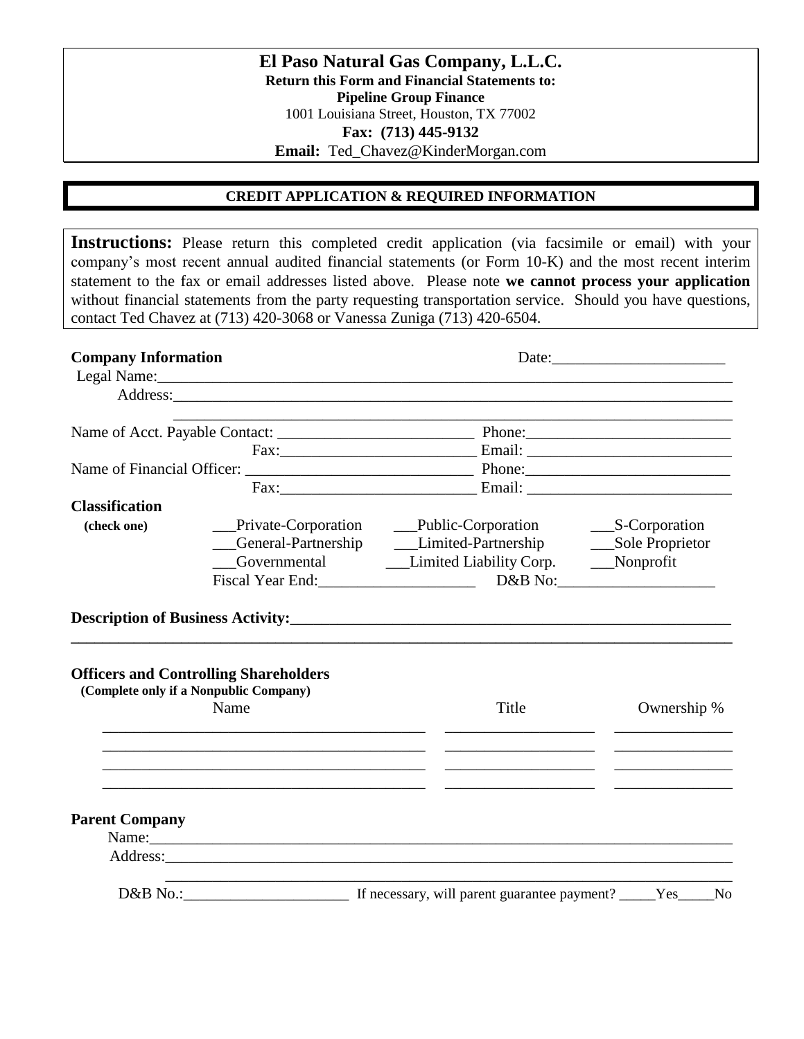# El Paso Natural Gas Company, L.L.C.

**Return this Form and Financial Statements to:**
**Pipeline Group Finance**
1001 Louisiana Street, Houston, TX 77002
**Fax: (713) 445-9132**
**Email:** Ted_Chavez@KinderMorgan.com

## CREDIT APPLICATION & REQUIRED INFORMATION

**Instructions:** Please return this completed credit application (via facsimile or email) with your company's most recent annual audited financial statements (or Form 10-K) and the most recent interim statement to the fax or email addresses listed above. Please note **we cannot process your application** without financial statements from the party requesting transportation service. Should you have questions, contact Ted Chavez at (713) 420-3068 or Vanessa Zuniga (713) 420-6504.

**Company Information** Date:______________________

Legal Name:______________________________________________________________________

Address:_________________________________________________________________________

_________________________________________________________________________

Name of Acct. Payable Contact: _________________________ Phone:__________________________

Fax:_________________________ Email: __________________________

Name of Financial Officer: ____________________________ Phone:__________________________

Fax:_________________________ Email: __________________________

**Classification**

**(check one)**

___Private-Corporation ___Public-Corporation ___S-Corporation

___General-Partnership ___Limited-Partnership ___Sole Proprietor

___Governmental ___Limited Liability Corp. ___Nonprofit

Fiscal Year End:____________________ D&B No:____________________

**Description of Business Activity:**__________________________________________________________

______________________________________________________________________________________

**Officers and Controlling Shareholders**
**(Complete only if a Nonpublic Company)**

| Name | Title | Ownership % |
|---|---|---|
| | | |
| | | |
| | | |
| | | |

**Parent Company**

Name:___________________________________________________________________________

Address:_________________________________________________________________________

_________________________________________________________________________

D&B No.:______________________ If necessary, will parent guarantee payment? _____Yes_____No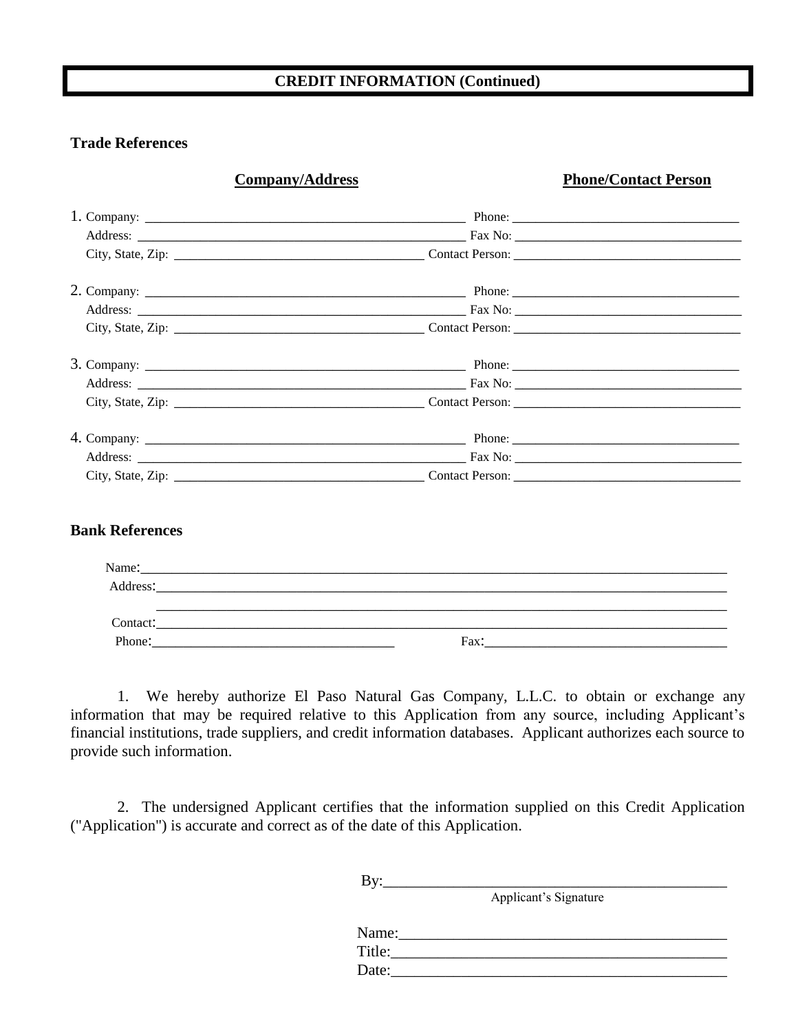**CREDIT INFORMATION (Continued)**

**Trade References**

| **Company/Address** | **Phone/Contact Person** |
|---|---|
| 1. Company: ____________________ | Phone: ____________________ |
| Address: ____________________ | Fax No: ____________________ |
| City, State, Zip: ____________________ | Contact Person: ____________________ |
| 2. Company: ____________________ | Phone: ____________________ |
| Address: ____________________ | Fax No: ____________________ |
| City, State, Zip: ____________________ | Contact Person: ____________________ |
| 3. Company: ____________________ | Phone: ____________________ |
| Address: ____________________ | Fax No: ____________________ |
| City, State, Zip: ____________________ | Contact Person: ____________________ |
| 4. Company: ____________________ | Phone: ____________________ |
| Address: ____________________ | Fax No: ____________________ |
| City, State, Zip: ____________________ | Contact Person: ____________________ |

**Bank References**

Name:____________________________________________

Address:__________________________________________

__________________________________________________

Contact:__________________________________________

Phone:____________________ Fax:____________________

1. We hereby authorize El Paso Natural Gas Company, L.L.C. to obtain or exchange any information that may be required relative to this Application from any source, including Applicant's financial institutions, trade suppliers, and credit information databases. Applicant authorizes each source to provide such information.

2. The undersigned Applicant certifies that the information supplied on this Credit Application ("Application") is accurate and correct as of the date of this Application.

By:______________________________
Applicant's Signature

Name:____________________________

Title:_____________________________

Date:_____________________________